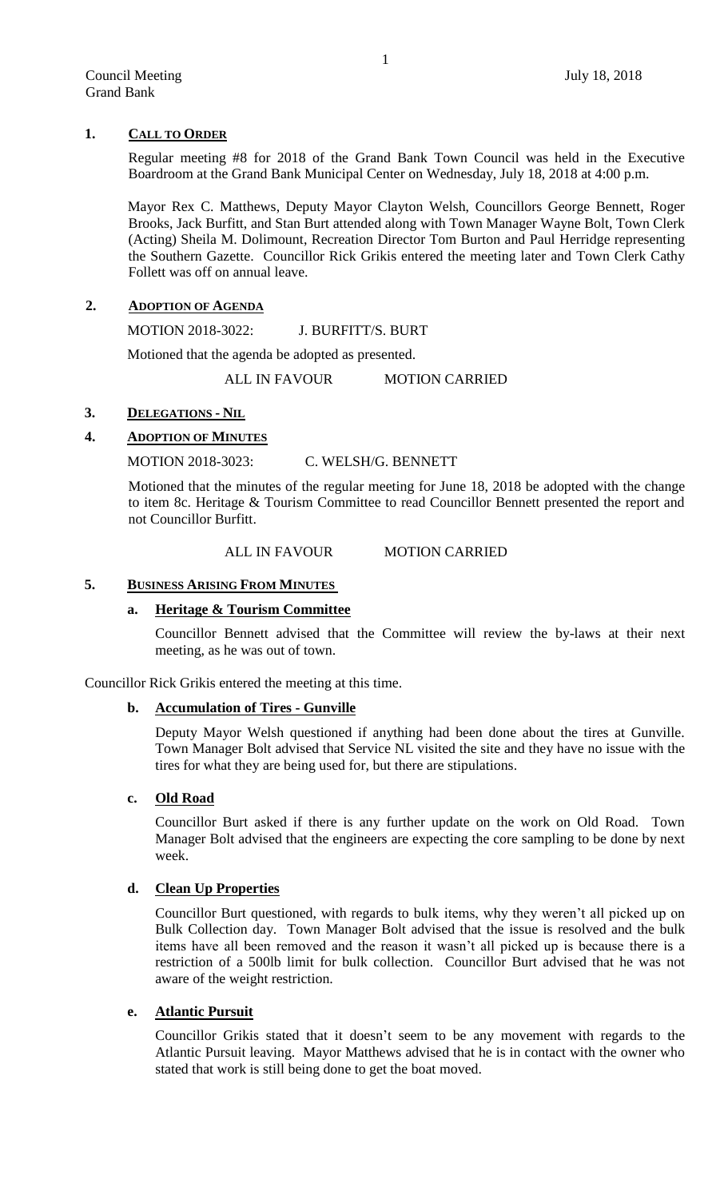## 1. CALL TO ORDER

Regular meeting #8 for 2018 of the Grand Bank Town Council was held in the Executive Boardroom at the Grand Bank Municipal Center on Wednesday, July 18, 2018 at 4:00 p.m.

Mayor Rex C. Matthews, Deputy Mayor Clayton Welsh, Councillors George Bennett, Roger Brooks, Jack Burfitt, and Stan Burt attended along with Town Manager Wayne Bolt, Town Clerk (Acting) Sheila M. Dolimount, Recreation Director Tom Burton and Paul Herridge representing the Southern Gazette. Councillor Rick Grikis entered the meeting later and Town Clerk Cathy Follett was off on annual leave.

## 2. ADOPTION OF AGENDA

MOTION 2018-3022: J. BURFITT/S. BURT

Motioned that the agenda be adopted as presented.

ALL IN FAVOUR MOTION CARRIED

## 3. DELEGATIONS - NIL

## 4. ADOPTION OF MINUTES

MOTION 2018-3023: C. WELSH/G. BENNETT

Motioned that the minutes of the regular meeting for June 18, 2018 be adopted with the change to item 8c. Heritage & Tourism Committee to read Councillor Bennett presented the report and not Councillor Burfitt.

ALL IN FAVOUR MOTION CARRIED

## 5. BUSINESS ARISING FROM MINUTES

### a. Heritage & Tourism Committee

Councillor Bennett advised that the Committee will review the by-laws at their next meeting, as he was out of town.

Councillor Rick Grikis entered the meeting at this time.

### b. Accumulation of Tires - Gunville

Deputy Mayor Welsh questioned if anything had been done about the tires at Gunville. Town Manager Bolt advised that Service NL visited the site and they have no issue with the tires for what they are being used for, but there are stipulations.

### c. Old Road

Councillor Burt asked if there is any further update on the work on Old Road. Town Manager Bolt advised that the engineers are expecting the core sampling to be done by next week.

### d. Clean Up Properties

Councillor Burt questioned, with regards to bulk items, why they weren't all picked up on Bulk Collection day. Town Manager Bolt advised that the issue is resolved and the bulk items have all been removed and the reason it wasn't all picked up is because there is a restriction of a 500lb limit for bulk collection. Councillor Burt advised that he was not aware of the weight restriction.

### e. Atlantic Pursuit

Councillor Grikis stated that it doesn't seem to be any movement with regards to the Atlantic Pursuit leaving. Mayor Matthews advised that he is in contact with the owner who stated that work is still being done to get the boat moved.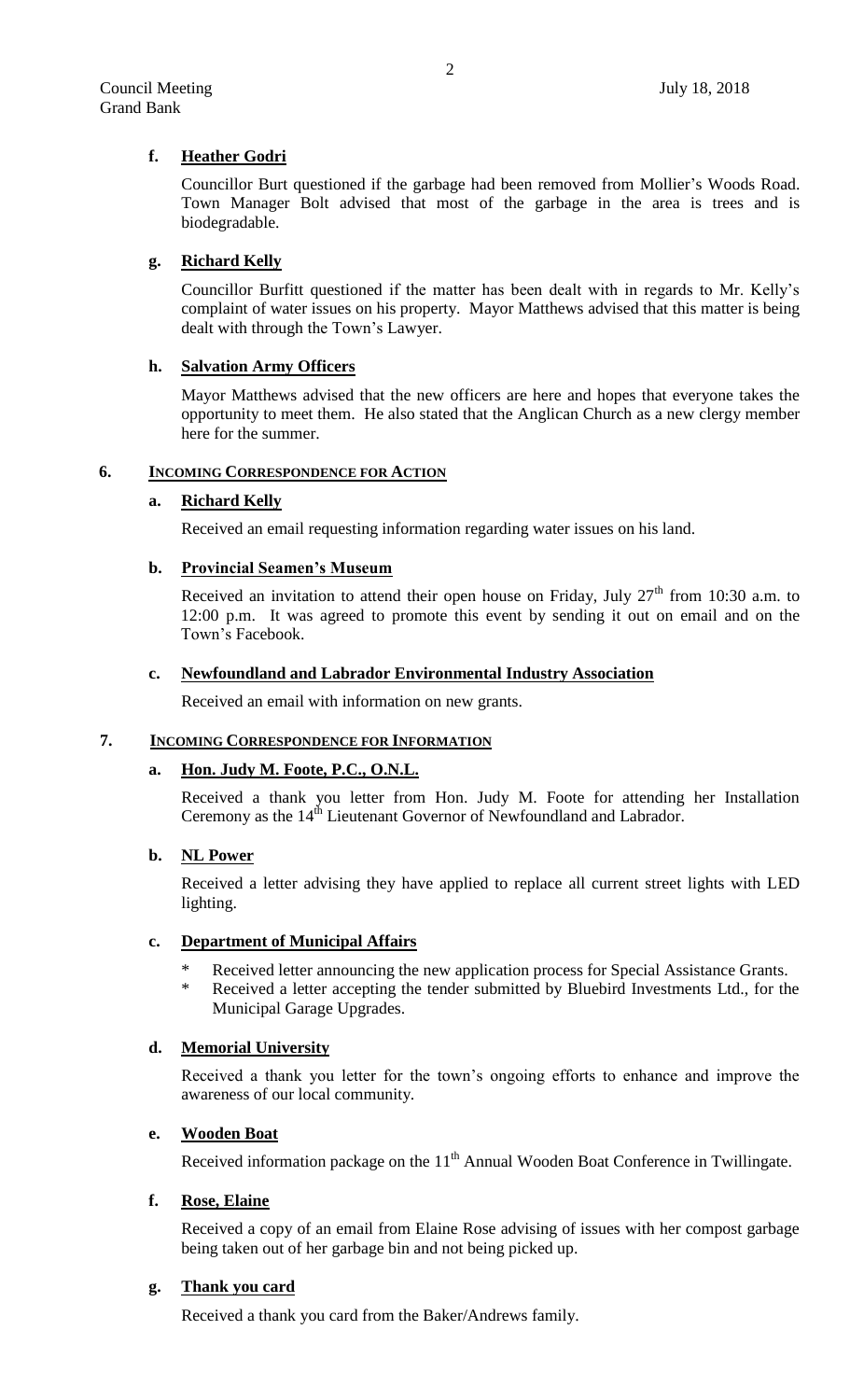**f. Heather Godri**

Councillor Burt questioned if the garbage had been removed from Mollier's Woods Road. Town Manager Bolt advised that most of the garbage in the area is trees and is biodegradable.

**g. Richard Kelly**

Councillor Burfitt questioned if the matter has been dealt with in regards to Mr. Kelly's complaint of water issues on his property. Mayor Matthews advised that this matter is being dealt with through the Town's Lawyer.

**h. Salvation Army Officers**

Mayor Matthews advised that the new officers are here and hopes that everyone takes the opportunity to meet them. He also stated that the Anglican Church as a new clergy member here for the summer.

## 6. INCOMING CORRESPONDENCE FOR ACTION

**a. Richard Kelly**

Received an email requesting information regarding water issues on his land.

**b. Provincial Seamen's Museum**

Received an invitation to attend their open house on Friday, July 27th from 10:30 a.m. to 12:00 p.m. It was agreed to promote this event by sending it out on email and on the Town's Facebook.

**c. Newfoundland and Labrador Environmental Industry Association**

Received an email with information on new grants.

## 7. INCOMING CORRESPONDENCE FOR INFORMATION

**a. Hon. Judy M. Foote, P.C., O.N.L.**

Received a thank you letter from Hon. Judy M. Foote for attending her Installation Ceremony as the 14th Lieutenant Governor of Newfoundland and Labrador.

**b. NL Power**

Received a letter advising they have applied to replace all current street lights with LED lighting.

**c. Department of Municipal Affairs**

* Received letter announcing the new application process for Special Assistance Grants.
* Received a letter accepting the tender submitted by Bluebird Investments Ltd., for the Municipal Garage Upgrades.

**d. Memorial University**

Received a thank you letter for the town's ongoing efforts to enhance and improve the awareness of our local community.

**e. Wooden Boat**

Received information package on the 11th Annual Wooden Boat Conference in Twillingate.

**f. Rose, Elaine**

Received a copy of an email from Elaine Rose advising of issues with her compost garbage being taken out of her garbage bin and not being picked up.

**g. Thank you card**

Received a thank you card from the Baker/Andrews family.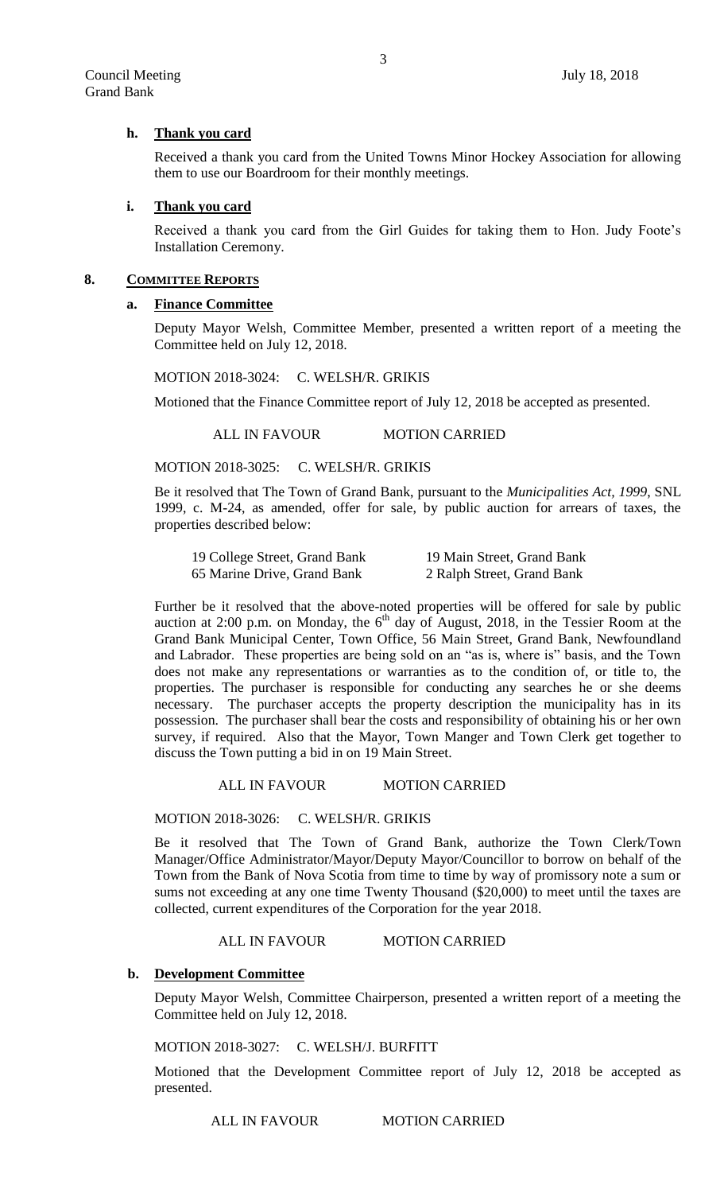### h. Thank you card

Received a thank you card from the United Towns Minor Hockey Association for allowing them to use our Boardroom for their monthly meetings.

### i. Thank you card

Received a thank you card from the Girl Guides for taking them to Hon. Judy Foote's Installation Ceremony.

## 8. COMMITTEE REPORTS

### a. Finance Committee

Deputy Mayor Welsh, Committee Member, presented a written report of a meeting the Committee held on July 12, 2018.

MOTION 2018-3024: C. WELSH/R. GRIKIS

Motioned that the Finance Committee report of July 12, 2018 be accepted as presented.

ALL IN FAVOUR MOTION CARRIED

MOTION 2018-3025: C. WELSH/R. GRIKIS

Be it resolved that The Town of Grand Bank, pursuant to the *Municipalities Act, 1999*, SNL 1999, c. M-24, as amended, offer for sale, by public auction for arrears of taxes, the properties described below:

| | |
|---|---|
| 19 College Street, Grand Bank | 19 Main Street, Grand Bank |
| 65 Marine Drive, Grand Bank | 2 Ralph Street, Grand Bank |

Further be it resolved that the above-noted properties will be offered for sale by public auction at 2:00 p.m. on Monday, the 6th day of August, 2018, in the Tessier Room at the Grand Bank Municipal Center, Town Office, 56 Main Street, Grand Bank, Newfoundland and Labrador. These properties are being sold on an "as is, where is" basis, and the Town does not make any representations or warranties as to the condition of, or title to, the properties. The purchaser is responsible for conducting any searches he or she deems necessary. The purchaser accepts the property description the municipality has in its possession. The purchaser shall bear the costs and responsibility of obtaining his or her own survey, if required. Also that the Mayor, Town Manger and Town Clerk get together to discuss the Town putting a bid in on 19 Main Street.

ALL IN FAVOUR MOTION CARRIED

MOTION 2018-3026: C. WELSH/R. GRIKIS

Be it resolved that The Town of Grand Bank, authorize the Town Clerk/Town Manager/Office Administrator/Mayor/Deputy Mayor/Councillor to borrow on behalf of the Town from the Bank of Nova Scotia from time to time by way of promissory note a sum or sums not exceeding at any one time Twenty Thousand ($20,000) to meet until the taxes are collected, current expenditures of the Corporation for the year 2018.

ALL IN FAVOUR MOTION CARRIED

### b. Development Committee

Deputy Mayor Welsh, Committee Chairperson, presented a written report of a meeting the Committee held on July 12, 2018.

MOTION 2018-3027: C. WELSH/J. BURFITT

Motioned that the Development Committee report of July 12, 2018 be accepted as presented.

ALL IN FAVOUR MOTION CARRIED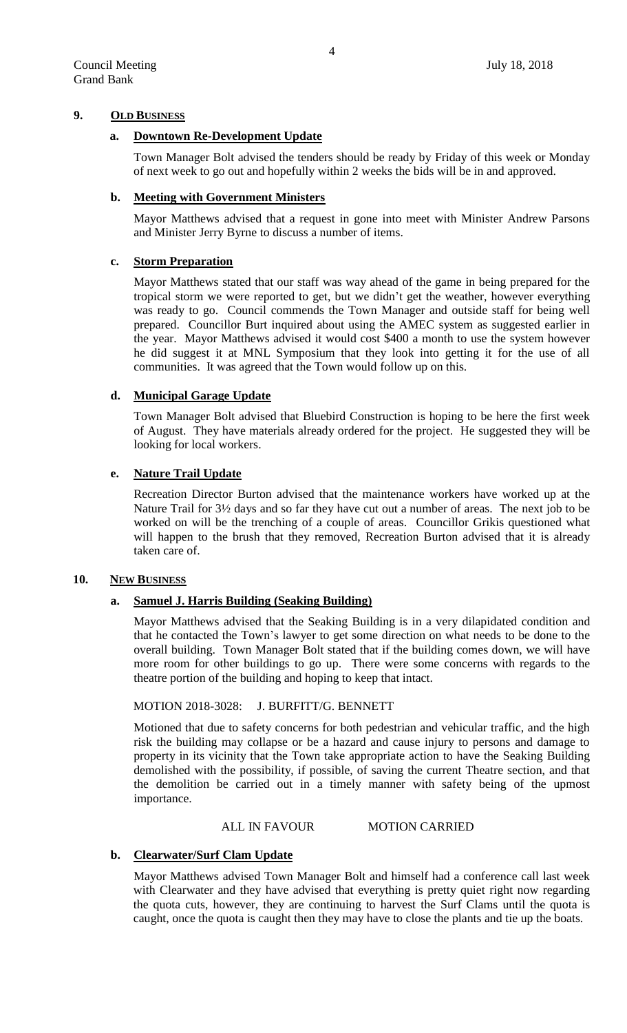## 9. OLD BUSINESS

### a. Downtown Re-Development Update

Town Manager Bolt advised the tenders should be ready by Friday of this week or Monday of next week to go out and hopefully within 2 weeks the bids will be in and approved.

### b. Meeting with Government Ministers

Mayor Matthews advised that a request in gone into meet with Minister Andrew Parsons and Minister Jerry Byrne to discuss a number of items.

### c. Storm Preparation

Mayor Matthews stated that our staff was way ahead of the game in being prepared for the tropical storm we were reported to get, but we didn't get the weather, however everything was ready to go. Council commends the Town Manager and outside staff for being well prepared. Councillor Burt inquired about using the AMEC system as suggested earlier in the year. Mayor Matthews advised it would cost $400 a month to use the system however he did suggest it at MNL Symposium that they look into getting it for the use of all communities. It was agreed that the Town would follow up on this.

### d. Municipal Garage Update

Town Manager Bolt advised that Bluebird Construction is hoping to be here the first week of August. They have materials already ordered for the project. He suggested they will be looking for local workers.

### e. Nature Trail Update

Recreation Director Burton advised that the maintenance workers have worked up at the Nature Trail for 3½ days and so far they have cut out a number of areas. The next job to be worked on will be the trenching of a couple of areas. Councillor Grikis questioned what will happen to the brush that they removed, Recreation Burton advised that it is already taken care of.

## 10. NEW BUSINESS

### a. Samuel J. Harris Building (Seaking Building)

Mayor Matthews advised that the Seaking Building is in a very dilapidated condition and that he contacted the Town's lawyer to get some direction on what needs to be done to the overall building. Town Manager Bolt stated that if the building comes down, we will have more room for other buildings to go up. There were some concerns with regards to the theatre portion of the building and hoping to keep that intact.

MOTION 2018-3028: J. BURFITT/G. BENNETT

Motioned that due to safety concerns for both pedestrian and vehicular traffic, and the high risk the building may collapse or be a hazard and cause injury to persons and damage to property in its vicinity that the Town take appropriate action to have the Seaking Building demolished with the possibility, if possible, of saving the current Theatre section, and that the demolition be carried out in a timely manner with safety being of the upmost importance.

ALL IN FAVOUR MOTION CARRIED

### b. Clearwater/Surf Clam Update

Mayor Matthews advised Town Manager Bolt and himself had a conference call last week with Clearwater and they have advised that everything is pretty quiet right now regarding the quota cuts, however, they are continuing to harvest the Surf Clams until the quota is caught, once the quota is caught then they may have to close the plants and tie up the boats.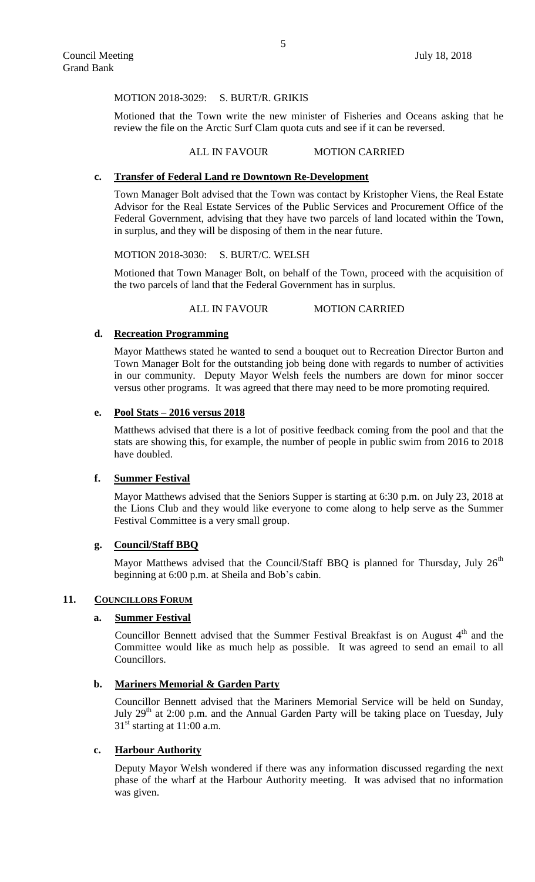MOTION 2018-3029: S. BURT/R. GRIKIS

Motioned that the Town write the new minister of Fisheries and Oceans asking that he review the file on the Arctic Surf Clam quota cuts and see if it can be reversed.

ALL IN FAVOUR MOTION CARRIED

**c. Transfer of Federal Land re Downtown Re-Development**

Town Manager Bolt advised that the Town was contact by Kristopher Viens, the Real Estate Advisor for the Real Estate Services of the Public Services and Procurement Office of the Federal Government, advising that they have two parcels of land located within the Town, in surplus, and they will be disposing of them in the near future.

MOTION 2018-3030: S. BURT/C. WELSH

Motioned that Town Manager Bolt, on behalf of the Town, proceed with the acquisition of the two parcels of land that the Federal Government has in surplus.

ALL IN FAVOUR MOTION CARRIED

**d. Recreation Programming**

Mayor Matthews stated he wanted to send a bouquet out to Recreation Director Burton and Town Manager Bolt for the outstanding job being done with regards to number of activities in our community. Deputy Mayor Welsh feels the numbers are down for minor soccer versus other programs. It was agreed that there may need to be more promoting required.

**e. Pool Stats – 2016 versus 2018**

Matthews advised that there is a lot of positive feedback coming from the pool and that the stats are showing this, for example, the number of people in public swim from 2016 to 2018 have doubled.

**f. Summer Festival**

Mayor Matthews advised that the Seniors Supper is starting at 6:30 p.m. on July 23, 2018 at the Lions Club and they would like everyone to come along to help serve as the Summer Festival Committee is a very small group.

**g. Council/Staff BBQ**

Mayor Matthews advised that the Council/Staff BBQ is planned for Thursday, July 26th beginning at 6:00 p.m. at Sheila and Bob's cabin.

## 11. COUNCILLORS FORUM

**a. Summer Festival**

Councillor Bennett advised that the Summer Festival Breakfast is on August 4th and the Committee would like as much help as possible. It was agreed to send an email to all Councillors.

**b. Mariners Memorial & Garden Party**

Councillor Bennett advised that the Mariners Memorial Service will be held on Sunday, July 29th at 2:00 p.m. and the Annual Garden Party will be taking place on Tuesday, July 31st starting at 11:00 a.m.

**c. Harbour Authority**

Deputy Mayor Welsh wondered if there was any information discussed regarding the next phase of the wharf at the Harbour Authority meeting. It was advised that no information was given.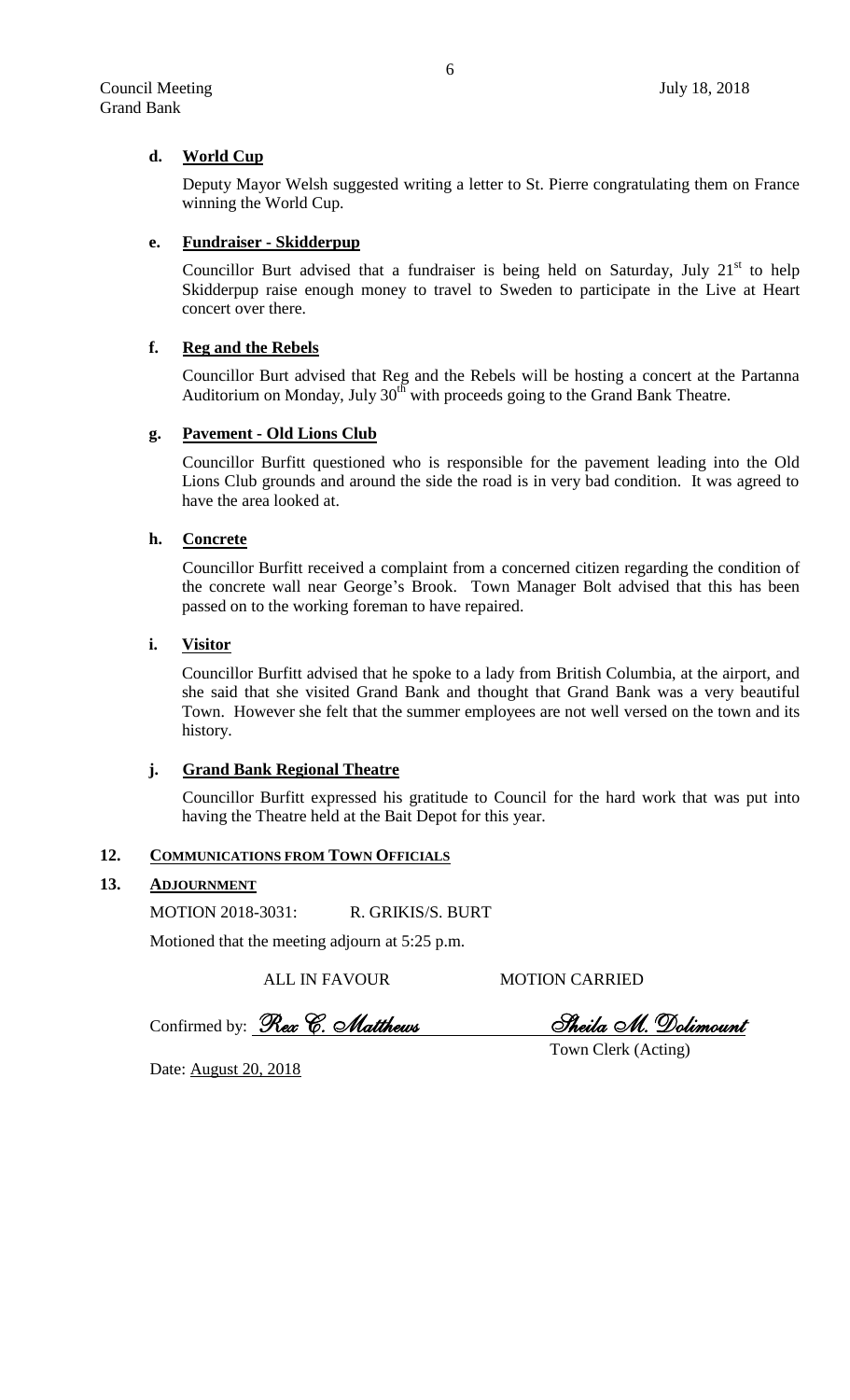**d. World Cup**

Deputy Mayor Welsh suggested writing a letter to St. Pierre congratulating them on France winning the World Cup.

**e. Fundraiser - Skidderpup**

Councillor Burt advised that a fundraiser is being held on Saturday, July 21st to help Skidderpup raise enough money to travel to Sweden to participate in the Live at Heart concert over there.

**f. Reg and the Rebels**

Councillor Burt advised that Reg and the Rebels will be hosting a concert at the Partanna Auditorium on Monday, July 30th with proceeds going to the Grand Bank Theatre.

**g. Pavement - Old Lions Club**

Councillor Burfitt questioned who is responsible for the pavement leading into the Old Lions Club grounds and around the side the road is in very bad condition. It was agreed to have the area looked at.

**h. Concrete**

Councillor Burfitt received a complaint from a concerned citizen regarding the condition of the concrete wall near George's Brook. Town Manager Bolt advised that this has been passed on to the working foreman to have repaired.

**i. Visitor**

Councillor Burfitt advised that he spoke to a lady from British Columbia, at the airport, and she said that she visited Grand Bank and thought that Grand Bank was a very beautiful Town. However she felt that the summer employees are not well versed on the town and its history.

**j. Grand Bank Regional Theatre**

Councillor Burfitt expressed his gratitude to Council for the hard work that was put into having the Theatre held at the Bait Depot for this year.

## 12. COMMUNICATIONS FROM TOWN OFFICIALS

## 13. ADJOURNMENT

MOTION 2018-3031: R. GRIKIS/S. BURT

Motioned that the meeting adjourn at 5:25 p.m.

ALL IN FAVOUR MOTION CARRIED

Confirmed by: *Rex C. Matthews* *Sheila M. Dolimount*

Town Clerk (Acting)

Date: August 20, 2018